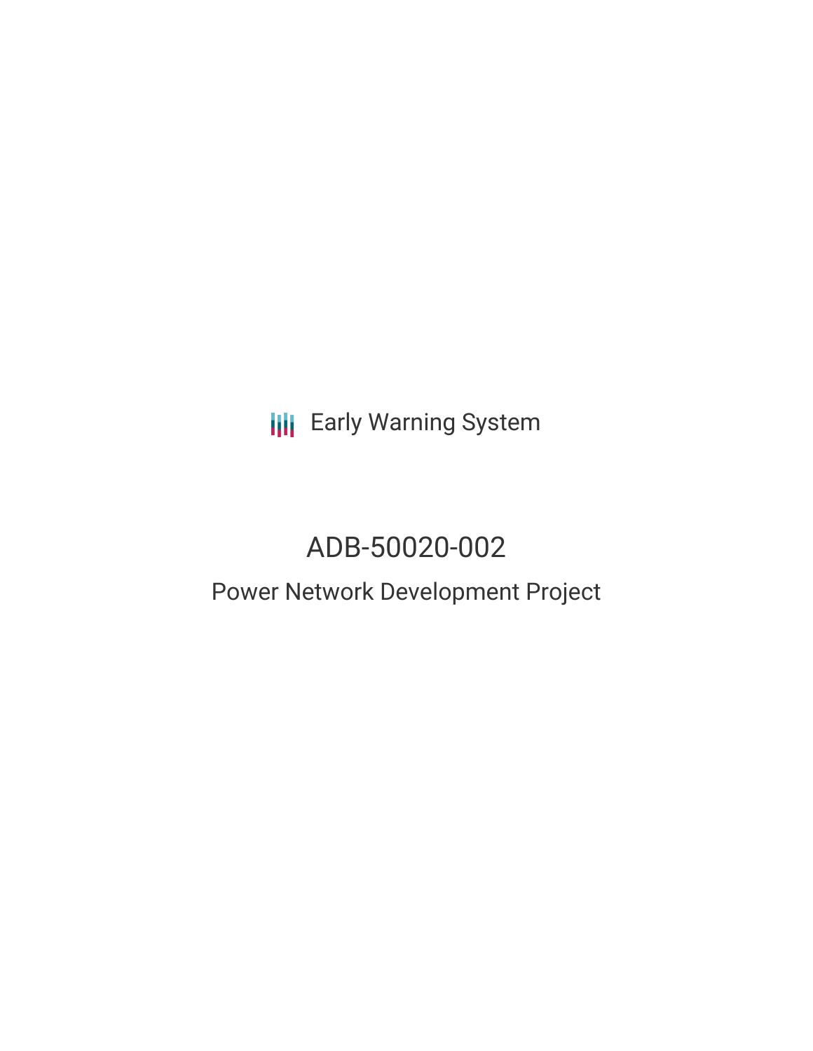Early Warning System

# ADB-50020-002

## Power Network Development Project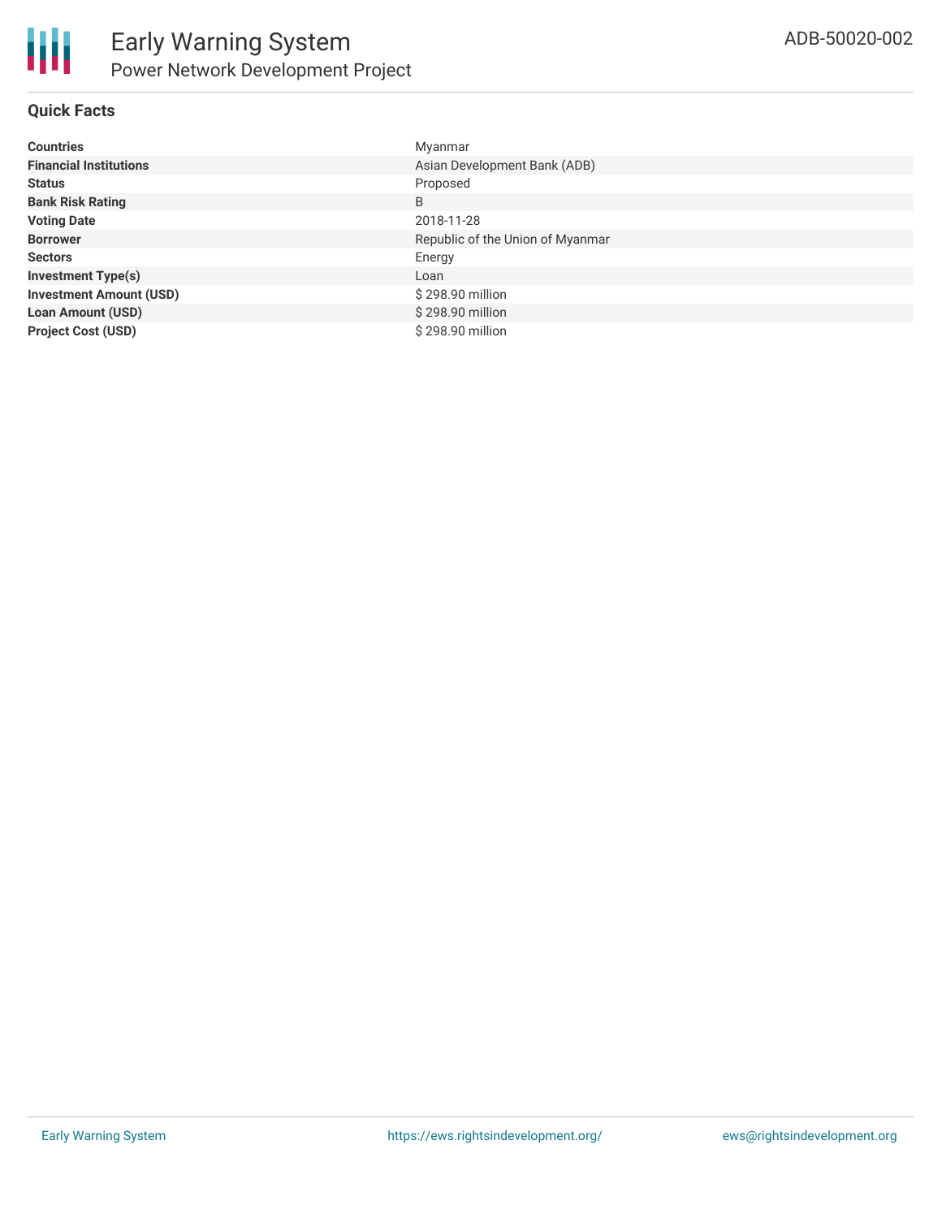# Early Warning System

## Power Network Development Project

ADB-50020-002

### Quick Facts

| | |
|---|---|
| **Countries** | Myanmar |
| **Financial Institutions** | Asian Development Bank (ADB) |
| **Status** | Proposed |
| **Bank Risk Rating** | B |
| **Voting Date** | 2018-11-28 |
| **Borrower** | Republic of the Union of Myanmar |
| **Sectors** | Energy |
| **Investment Type(s)** | Loan |
| **Investment Amount (USD)** | $ 298.90 million |
| **Loan Amount (USD)** | $ 298.90 million |
| **Project Cost (USD)** | $ 298.90 million |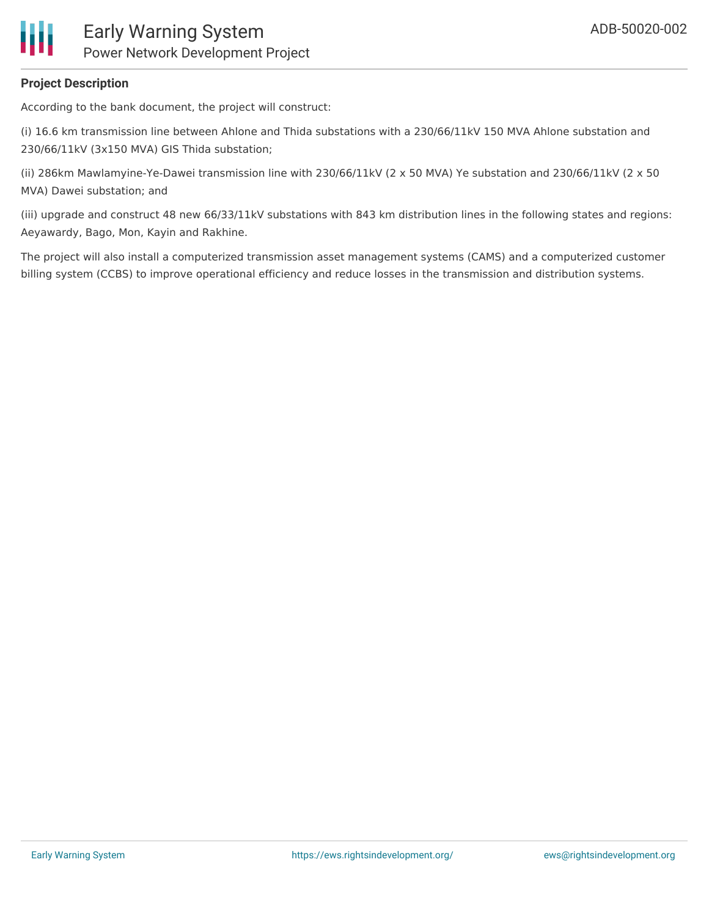**Project Description**

According to the bank document, the project will construct:

(i) 16.6 km transmission line between Ahlone and Thida substations with a 230/66/11kV 150 MVA Ahlone substation and 230/66/11kV (3x150 MVA) GIS Thida substation;

(ii) 286km Mawlamyine-Ye-Dawei transmission line with 230/66/11kV (2 x 50 MVA) Ye substation and 230/66/11kV (2 x 50 MVA) Dawei substation; and

(iii) upgrade and construct 48 new 66/33/11kV substations with 843 km distribution lines in the following states and regions: Aeyawardy, Bago, Mon, Kayin and Rakhine.

The project will also install a computerized transmission asset management systems (CAMS) and a computerized customer billing system (CCBS) to improve operational efficiency and reduce losses in the transmission and distribution systems.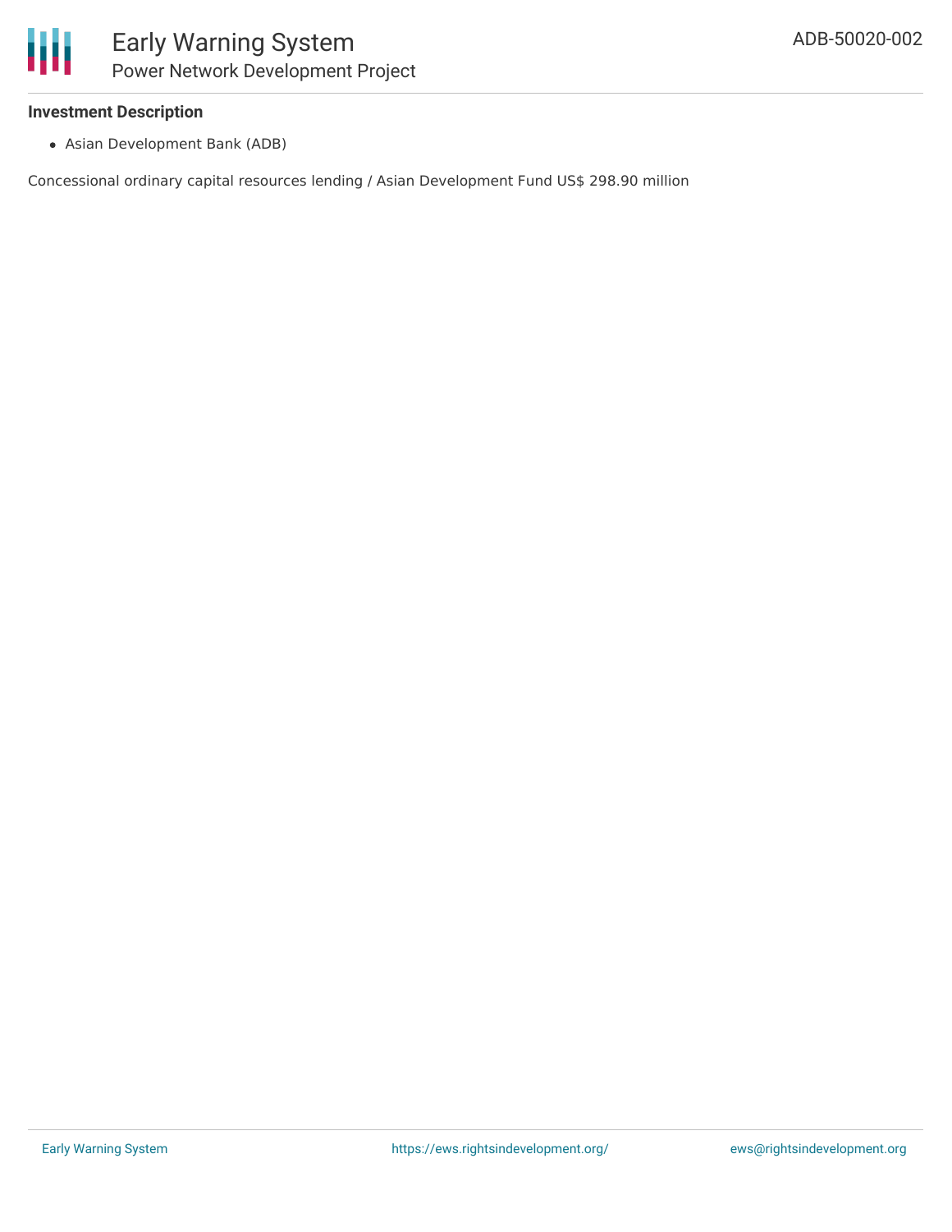**Investment Description**

- Asian Development Bank (ADB)

Concessional ordinary capital resources lending / Asian Development Fund US$ 298.90 million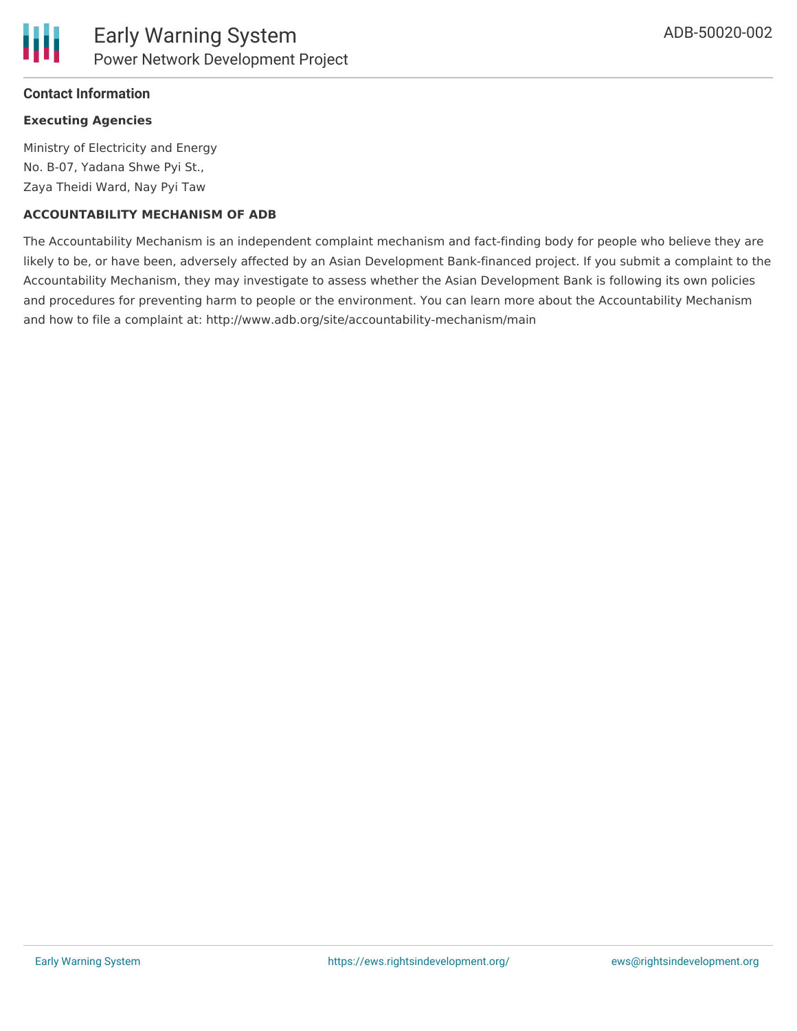## Contact Information

### Executing Agencies

Ministry of Electricity and Energy
No. B-07, Yadana Shwe Pyi St.,
Zaya Theidi Ward, Nay Pyi Taw

### ACCOUNTABILITY MECHANISM OF ADB

The Accountability Mechanism is an independent complaint mechanism and fact-finding body for people who believe they are likely to be, or have been, adversely affected by an Asian Development Bank-financed project. If you submit a complaint to the Accountability Mechanism, they may investigate to assess whether the Asian Development Bank is following its own policies and procedures for preventing harm to people or the environment. You can learn more about the Accountability Mechanism and how to file a complaint at: http://www.adb.org/site/accountability-mechanism/main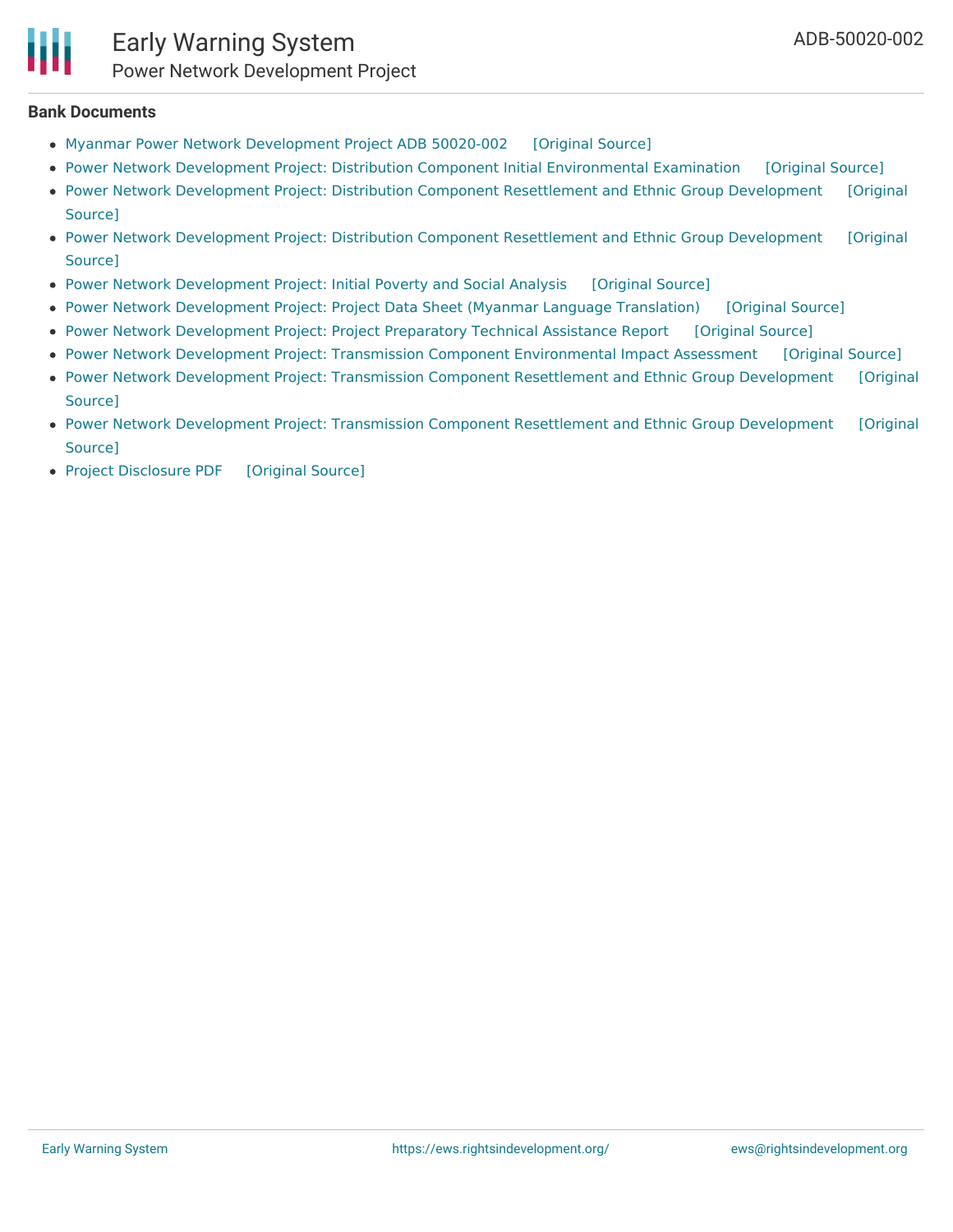### Bank Documents

- Myanmar Power Network Development Project ADB 50020-002 [Original Source]
- Power Network Development Project: Distribution Component Initial Environmental Examination [Original Source]
- Power Network Development Project: Distribution Component Resettlement and Ethnic Group Development [Original Source]
- Power Network Development Project: Distribution Component Resettlement and Ethnic Group Development [Original Source]
- Power Network Development Project: Initial Poverty and Social Analysis [Original Source]
- Power Network Development Project: Project Data Sheet (Myanmar Language Translation) [Original Source]
- Power Network Development Project: Project Preparatory Technical Assistance Report [Original Source]
- Power Network Development Project: Transmission Component Environmental Impact Assessment [Original Source]
- Power Network Development Project: Transmission Component Resettlement and Ethnic Group Development [Original Source]
- Power Network Development Project: Transmission Component Resettlement and Ethnic Group Development [Original Source]
- Project Disclosure PDF [Original Source]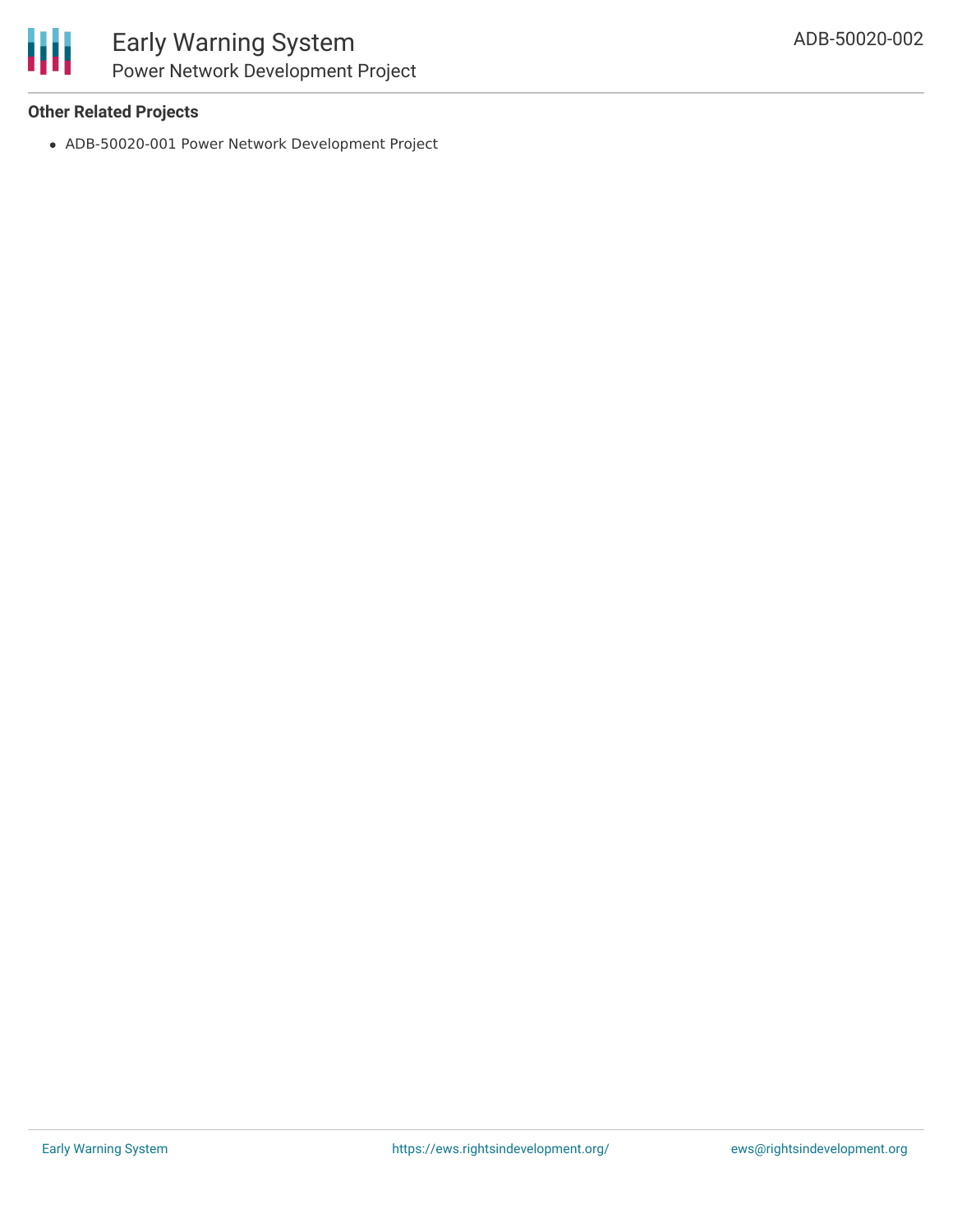**Other Related Projects**

- ADB-50020-001 Power Network Development Project